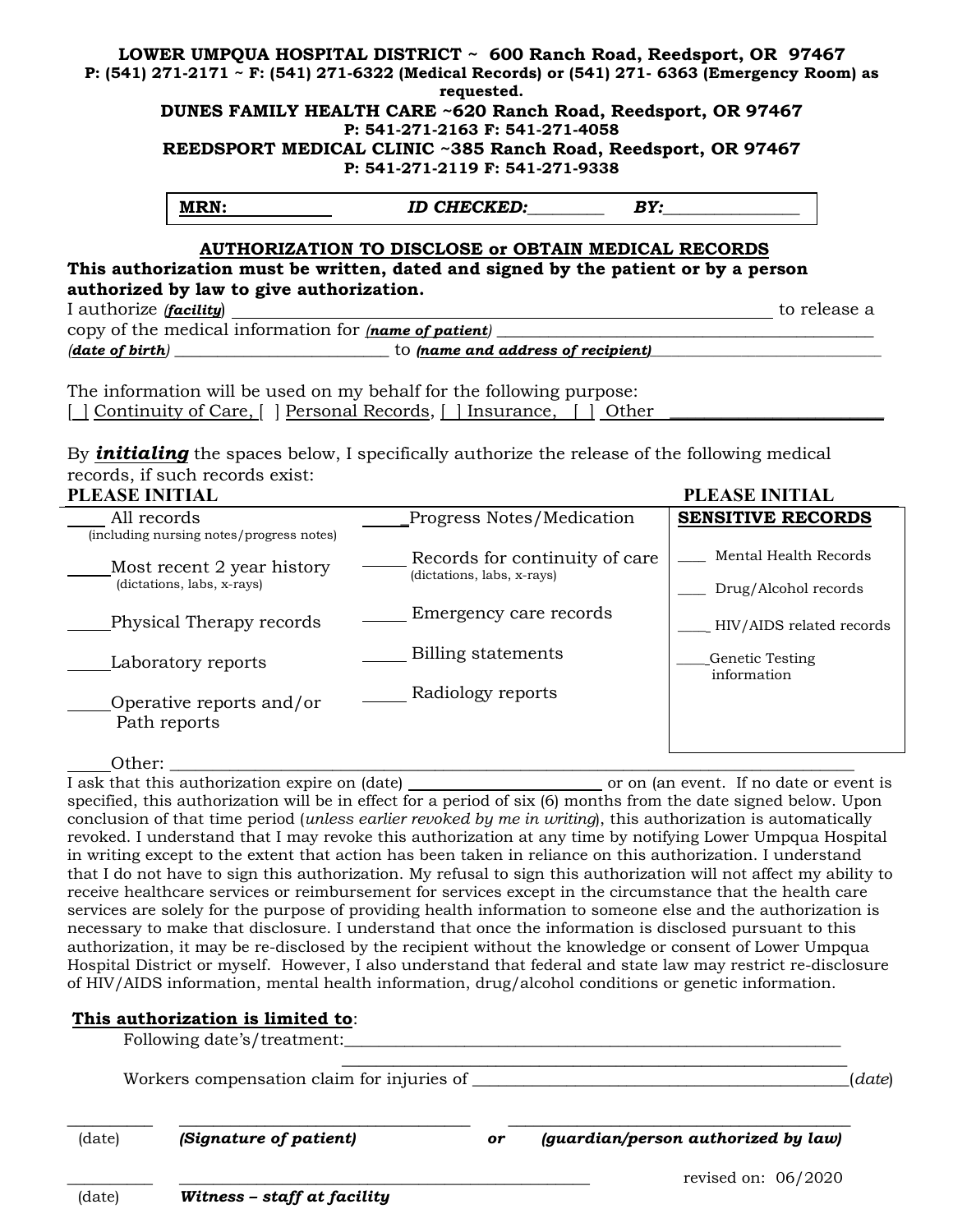**LOWER UMPQUA HOSPITAL DISTRICT ~ 600 Ranch Road, Reedsport, OR 97467**
**P: (541) 271-2171 ~ F: (541) 271-6322 (Medical Records) or (541) 271- 6363 (Emergency Room) as requested.**

**DUNES FAMILY HEALTH CARE ~620 Ranch Road, Reedsport, OR 97467**
**P: 541-271-2163 F: 541-271-4058**

**REEDSPORT MEDICAL CLINIC ~385 Ranch Road, Reedsport, OR 97467**
**P: 541-271-2119 F: 541-271-9338**

| **MRN:** ___________ | ***ID CHECKED:*** _________ | ***BY:*** ______________ |
|---|---|---|

## AUTHORIZATION TO DISCLOSE or OBTAIN MEDICAL RECORDS

**This authorization must be written, dated and signed by the patient or by a person authorized by law to give authorization.**

I authorize ***(facility)*** ______________________________________________ to release a copy of the medical information for ***(name of patient)*** ______________________________ ***(date of birth)*** ____________________ to ***(name and address of recipient)*** ______________________

The information will be used on my behalf for the following purpose:
[ ] Continuity of Care, [ ] Personal Records, [ ] Insurance, [ ] Other ______________________

By ***initialing*** the spaces below, I specifically authorize the release of the following medical records, if such records exist:

**PLEASE INITIAL** | **PLEASE INITIAL**

| | | **SENSITIVE RECORDS** |
|---|---|---|
| ____ All records (including nursing notes/progress notes) | ____ Progress Notes/Medication | ____ Mental Health Records |
| ____ Most recent 2 year history (dictations, labs, x-rays) | ____ Records for continuity of care (dictations, labs, x-rays) | ____ Drug/Alcohol records |
| ____ Physical Therapy records | ____ Emergency care records | ____ HIV/AIDS related records |
| ____ Laboratory reports | ____ Billing statements | ____ Genetic Testing information |
| ____ Operative reports and/or Path reports | ____ Radiology reports | |

____ Other: ______________________________________________________________

I ask that this authorization expire on (date) ____________________ or on (an event. If no date or event is specified, this authorization will be in effect for a period of six (6) months from the date signed below. Upon conclusion of that time period (*unless earlier revoked by me in writing*), this authorization is automatically revoked. I understand that I may revoke this authorization at any time by notifying Lower Umpqua Hospital in writing except to the extent that action has been taken in reliance on this authorization. I understand that I do not have to sign this authorization. My refusal to sign this authorization will not affect my ability to receive healthcare services or reimbursement for services except in the circumstance that the health care services are solely for the purpose of providing health information to someone else and the authorization is necessary to make that disclosure. I understand that once the information is disclosed pursuant to this authorization, it may be re-disclosed by the recipient without the knowledge or consent of Lower Umpqua Hospital District or myself. However, I also understand that federal and state law may restrict re-disclosure of HIV/AIDS information, mental health information, drug/alcohol conditions or genetic information.

**This authorization is limited to**:

Following date's/treatment: ______________________________________________________
______________________________________________________

Workers compensation claim for injuries of ______________________________________(*date*)

__________ (date) ______________________________ ***(Signature of patient)*** ***or*** ______________________________ ***(guardian/person authorized by law)***

__________ (date) ______________________________________ ***Witness – staff at facility***

revised on: 06/2020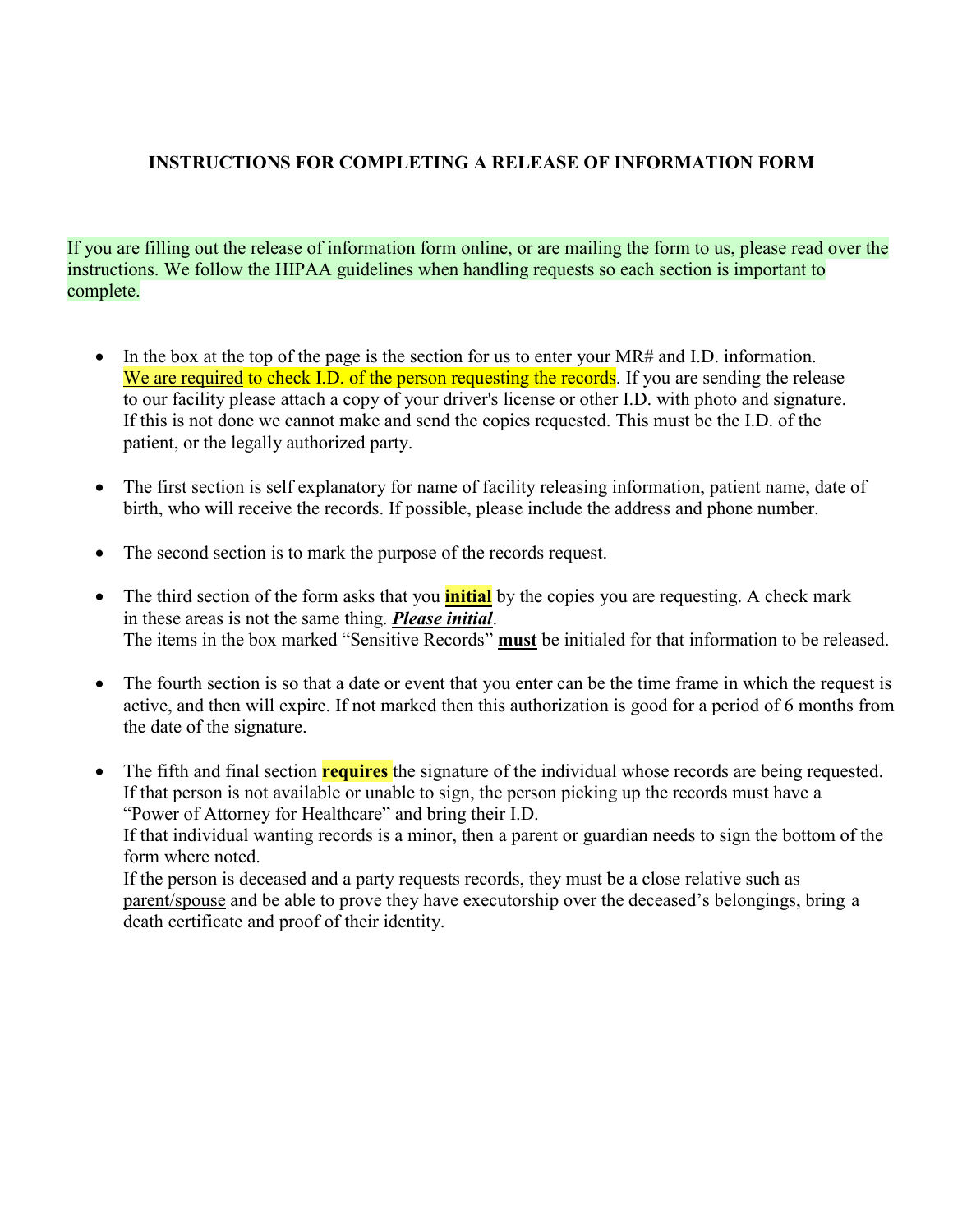# INSTRUCTIONS FOR COMPLETING A RELEASE OF INFORMATION FORM

If you are filling out the release of information form online, or are mailing the form to us, please read over the instructions. We follow the HIPAA guidelines when handling requests so each section is important to complete.

- In the box at the top of the page is the section for us to enter your MR# and I.D. information. We are required to check I.D. of the person requesting the records. If you are sending the release to our facility please attach a copy of your driver's license or other I.D. with photo and signature. If this is not done we cannot make and send the copies requested. This must be the I.D. of the patient, or the legally authorized party.

- The first section is self explanatory for name of facility releasing information, patient name, date of birth, who will receive the records. If possible, please include the address and phone number.

- The second section is to mark the purpose of the records request.

- The third section of the form asks that you **initial** by the copies you are requesting. A check mark in these areas is not the same thing. ***Please initial***.
  The items in the box marked "Sensitive Records" **must** be initialed for that information to be released.

- The fourth section is so that a date or event that you enter can be the time frame in which the request is active, and then will expire. If not marked then this authorization is good for a period of 6 months from the date of the signature.

- The fifth and final section **requires** the signature of the individual whose records are being requested. If that person is not available or unable to sign, the person picking up the records must have a "Power of Attorney for Healthcare" and bring their I.D.
  If that individual wanting records is a minor, then a parent or guardian needs to sign the bottom of the form where noted.
  If the person is deceased and a party requests records, they must be a close relative such as parent/spouse and be able to prove they have executorship over the deceased's belongings, bring a death certificate and proof of their identity.